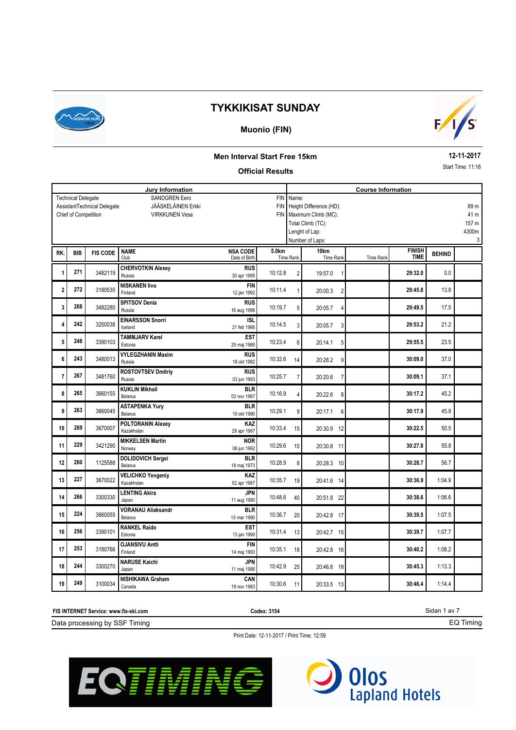# TYKKIKISAT SUNDAY

## Muonio (FIN)

### Men Interval Start Free 15km

### Official Results

12-11-2017

Start Time: 11:16

| Jury Information | | | Course Information | |
|---|---|---|---|---|
| Technical Delegate | SANDGREN Eero | FIN | Name: | |
| AssistantTechnical Delegate | JÄÄSKELÄINEN Erkki | FIN | Height Difference (HD): | 89 m |
| Chief of Competition | VIRKKUNEN Vesa | FIN | Maximum Climb (MC): | 41 m |
| | | | Total Climb (TC): | 157 m |
| | | | Lenght of Lap: | 4300m |
| | | | Number of Laps: | 3 |

| RK. | BIB | FIS CODE | NAME / Club | NSA CODE / Date of Birth | 5.0km Time | Rank | 10km Time | Rank | Time | Rank | FINISH TIME | BEHIND |
|---|---|---|---|---|---|---|---|---|---|---|---|---|
| 1 | 271 | 3482119 | CHERVOTKIN Alexey / Russia | RUS / 30 apr 1995 | 10:12.8 | 2 | 19:57.0 | 1 | | | 29:32.0 | 0.0 |
| 2 | 272 | 3180535 | NISKANEN Iivo / Finland | FIN / 12 jan 1992 | 10:11.4 | 1 | 20:00.3 | 2 | | | 29:45.8 | 13.8 |
| 3 | 268 | 3482280 | SPITSOV Denis / Russia | RUS / 16 aug 1996 | 10:19.7 | 5 | 20:05.7 | 4 | | | 29:49.5 | 17.5 |
| 4 | 242 | 3250038 | EINARSSON Snorri / Iceland | ISL / 21 feb 1986 | 10:14.5 | 3 | 20:05.7 | 3 | | | 29:53.2 | 21.2 |
| 5 | 248 | 3390103 | TAMMJARV Karel / Estonia | EST / 25 maj 1989 | 10:23.4 | 6 | 20:14.1 | 5 | | | 29:55.5 | 23.5 |
| 6 | 243 | 3480013 | VYLEGZHANIN Maxim / Russia | RUS / 18 okt 1982 | 10:32.6 | 14 | 20:28.2 | 9 | | | 30:09.0 | 37.0 |
| 7 | 267 | 3481760 | ROSTOVTSEV Dmitriy / Russia | RUS / 03 jun 1993 | 10:25.7 | 7 | 20:20.6 | 7 | | | 30:09.1 | 37.1 |
| 8 | 265 | 3660155 | KUKLIN Mikhail / Belarus | BLR / 02 nov 1987 | 10:16.9 | 4 | 20:22.6 | 8 | | | 30:17.2 | 45.2 |
| 9 | 263 | 3660045 | ASTAPENKA Yury / Belarus | BLR / 10 okt 1990 | 10:29.1 | 9 | 20:17.1 | 6 | | | 30:17.9 | 45.9 |
| 10 | 269 | 3670007 | POLTORANIN Alexey / Kazakhstan | KAZ / 29 apr 1987 | 10:33.4 | 15 | 20:30.9 | 12 | | | 30:22.5 | 50.5 |
| 11 | 229 | 3421290 | MIKKELSEN Martin / Norway | NOR / 08 jun 1992 | 10:29.6 | 10 | 20:30.8 | 11 | | | 30:27.8 | 55.8 |
| 12 | 260 | 1125588 | DOLIDOVICH Sergei / Belarus | BLR / 18 maj 1973 | 10:28.9 | 8 | 20:28.3 | 10 | | | 30:28.7 | 56.7 |
| 13 | 227 | 3670022 | VELICHKO Yevgeniy / Kazakhstan | KAZ / 02 apr 1987 | 10:35.7 | 19 | 20:41.6 | 14 | | | 30:36.9 | 1:04.9 |
| 14 | 266 | 3300330 | LENTING Akira / Japan | JPN / 11 aug 1990 | 10:48.6 | 40 | 20:51.8 | 22 | | | 30:38.6 | 1:06.6 |
| 15 | 224 | 3660055 | VORANAU Aliaksandr / Belarus | BLR / 15 mar 1990 | 10:36.7 | 20 | 20:42.8 | 17 | | | 30:39.5 | 1:07.5 |
| 16 | 256 | 3390101 | RANKEL Raido / Estonia | EST / 13 jan 1990 | 10:31.4 | 13 | 20:42.7 | 15 | | | 30:39.7 | 1:07.7 |
| 17 | 253 | 3180766 | OJANSIVU Antti / Finland | FIN / 14 maj 1993 | 10:35.1 | 18 | 20:42.8 | 16 | | | 30:40.2 | 1:08.2 |
| 18 | 244 | 3300270 | NARUSE Kaichi / Japan | JPN / 11 maj 1988 | 10:42.9 | 25 | 20:46.8 | 18 | | | 30:45.3 | 1:13.3 |
| 19 | 249 | 3100034 | NISHIKAWA Graham / Canada | CAN / 19 nov 1983 | 10:30.6 | 11 | 20:33.5 | 13 | | | 30:46.4 | 1:14.4 |

FIS INTERNET Service: www.fis-ski.com | Codex: 3154

Data processing by SSF Timing | EQ Timing

Print Date: 12-11-2017 / Print Time: 12:59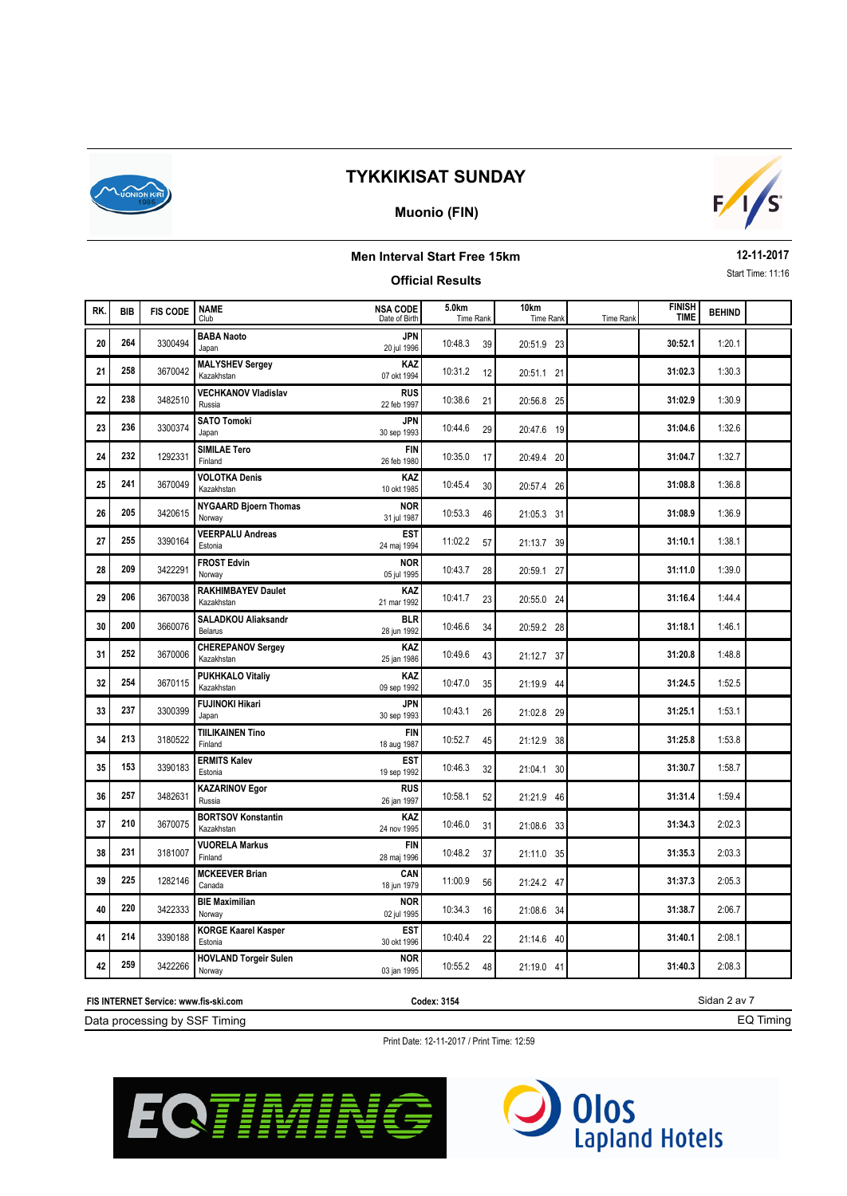# TYKKIKISAT SUNDAY

## Muonio (FIN)

### Men Interval Start Free 15km

**12-11-2017**

Start Time: 11:16

### Official Results

| RK. | BIB | FIS CODE | NAME<br>Club | NSA CODE<br>Date of Birth | 5.0km<br>Time Rank | 10km<br>Time Rank | Time Rank | FINISH TIME | BEHIND | |
|---|---|---|---|---|---|---|---|---|---|---|
| 20 | 264 | 3300494 | **BABA Naoto**<br>Japan | **JPN**<br>20 jul 1996 | 10:48.3 39 | 20:51.9 23 | | **30:52.1** | 1:20.1 | |
| 21 | 258 | 3670042 | **MALYSHEV Sergey**<br>Kazakhstan | **KAZ**<br>07 okt 1994 | 10:31.2 12 | 20:51.1 21 | | **31:02.3** | 1:30.3 | |
| 22 | 238 | 3482510 | **VECHKANOV Vladislav**<br>Russia | **RUS**<br>22 feb 1997 | 10:38.6 21 | 20:56.8 25 | | **31:02.9** | 1:30.9 | |
| 23 | 236 | 3300374 | **SATO Tomoki**<br>Japan | **JPN**<br>30 sep 1993 | 10:44.6 29 | 20:47.6 19 | | **31:04.6** | 1:32.6 | |
| 24 | 232 | 1292331 | **SIMILAE Tero**<br>Finland | **FIN**<br>26 feb 1980 | 10:35.0 17 | 20:49.4 20 | | **31:04.7** | 1:32.7 | |
| 25 | 241 | 3670049 | **VOLOTKA Denis**<br>Kazakhstan | **KAZ**<br>10 okt 1985 | 10:45.4 30 | 20:57.4 26 | | **31:08.8** | 1:36.8 | |
| 26 | 205 | 3420615 | **NYGAARD Bjoern Thomas**<br>Norway | **NOR**<br>31 jul 1987 | 10:53.3 46 | 21:05.3 31 | | **31:08.9** | 1:36.9 | |
| 27 | 255 | 3390164 | **VEERPALU Andreas**<br>Estonia | **EST**<br>24 maj 1994 | 11:02.2 57 | 21:13.7 39 | | **31:10.1** | 1:38.1 | |
| 28 | 209 | 3422291 | **FROST Edvin**<br>Norway | **NOR**<br>05 jul 1995 | 10:43.7 28 | 20:59.1 27 | | **31:11.0** | 1:39.0 | |
| 29 | 206 | 3670038 | **RAKHIMBAYEV Daulet**<br>Kazakhstan | **KAZ**<br>21 mar 1992 | 10:41.7 23 | 20:55.0 24 | | **31:16.4** | 1:44.4 | |
| 30 | 200 | 3660076 | **SALADKOU Aliaksandr**<br>Belarus | **BLR**<br>28 jun 1992 | 10:46.6 34 | 20:59.2 28 | | **31:18.1** | 1:46.1 | |
| 31 | 252 | 3670006 | **CHEREPANOV Sergey**<br>Kazakhstan | **KAZ**<br>25 jan 1986 | 10:49.6 43 | 21:12.7 37 | | **31:20.8** | 1:48.8 | |
| 32 | 254 | 3670115 | **PUKHKALO Vitaliy**<br>Kazakhstan | **KAZ**<br>09 sep 1992 | 10:47.0 35 | 21:19.9 44 | | **31:24.5** | 1:52.5 | |
| 33 | 237 | 3300399 | **FUJINOKI Hikari**<br>Japan | **JPN**<br>30 sep 1993 | 10:43.1 26 | 21:02.8 29 | | **31:25.1** | 1:53.1 | |
| 34 | 213 | 3180522 | **TIILIKAINEN Tino**<br>Finland | **FIN**<br>18 aug 1987 | 10:52.7 45 | 21:12.9 38 | | **31:25.8** | 1:53.8 | |
| 35 | 153 | 3390183 | **ERMITS Kalev**<br>Estonia | **EST**<br>19 sep 1992 | 10:46.3 32 | 21:04.1 30 | | **31:30.7** | 1:58.7 | |
| 36 | 257 | 3482631 | **KAZARINOV Egor**<br>Russia | **RUS**<br>26 jan 1997 | 10:58.1 52 | 21:21.9 46 | | **31:31.4** | 1:59.4 | |
| 37 | 210 | 3670075 | **BORTSOV Konstantin**<br>Kazakhstan | **KAZ**<br>24 nov 1995 | 10:46.0 31 | 21:08.6 33 | | **31:34.3** | 2:02.3 | |
| 38 | 231 | 3181007 | **VUORELA Markus**<br>Finland | **FIN**<br>28 maj 1996 | 10:48.2 37 | 21:11.0 35 | | **31:35.3** | 2:03.3 | |
| 39 | 225 | 1282146 | **MCKEEVER Brian**<br>Canada | **CAN**<br>18 jun 1979 | 11:00.9 56 | 21:24.2 47 | | **31:37.3** | 2:05.3 | |
| 40 | 220 | 3422333 | **BIE Maximilian**<br>Norway | **NOR**<br>02 jul 1995 | 10:34.3 16 | 21:08.6 34 | | **31:38.7** | 2:06.7 | |
| 41 | 214 | 3390188 | **KORGE Kaarel Kasper**<br>Estonia | **EST**<br>30 okt 1996 | 10:40.4 22 | 21:14.6 40 | | **31:40.1** | 2:08.1 | |
| 42 | 259 | 3422266 | **HOVLAND Torgeir Sulen**<br>Norway | **NOR**<br>03 jan 1995 | 10:55.2 48 | 21:19.0 41 | | **31:40.3** | 2:08.3 | |

**FIS INTERNET Service: www.fis-ski.com** **Codex: 3154**

Data processing by SSF Timing — EQ Timing

Print Date: 12-11-2017 / Print Time: 12:59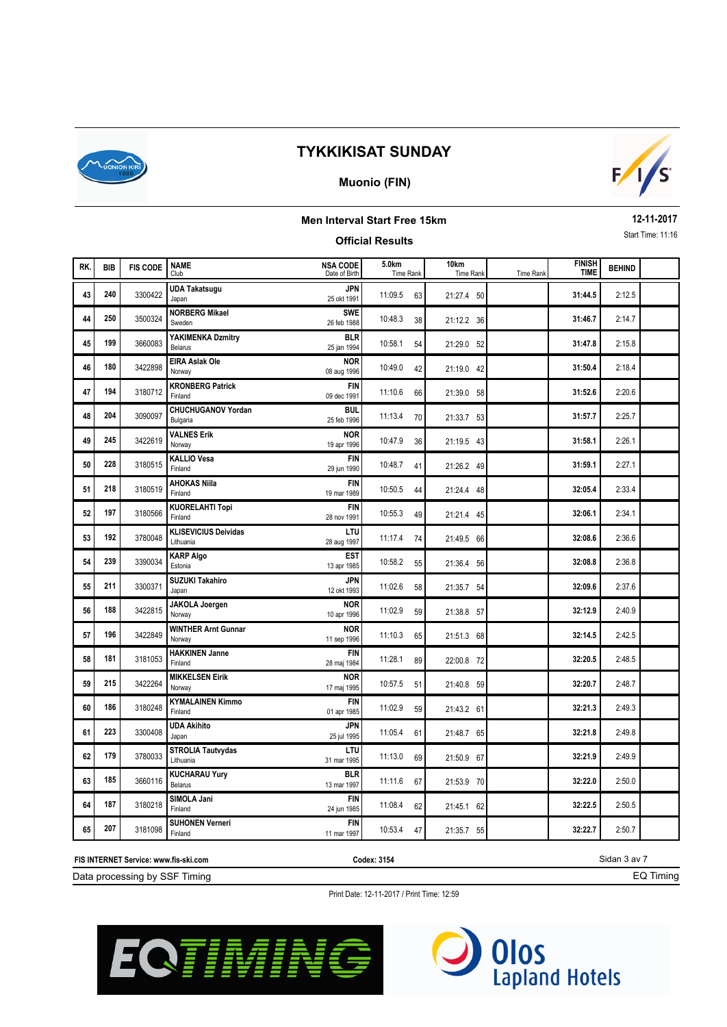# TYKKIKISAT SUNDAY

## Muonio (FIN)

### Men Interval Start Free 15km

**12-11-2017**

Start Time: 11:16

### Official Results

| RK. | BIB | FIS CODE | NAME / Club | NSA CODE / Date of Birth | 5.0km Time | Rank | 10km Time | Rank | Time | Rank | FINISH TIME | BEHIND |
|---|---|---|---|---|---|---|---|---|---|---|---|---|
| 43 | 240 | 3300422 | **UDA Takatsugu** Japan | **JPN** 25 okt 1991 | 11:09.5 | 63 | 21:27.4 | 50 | | | **31:44.5** | 2:12.5 |
| 44 | 250 | 3500324 | **NORBERG Mikael** Sweden | **SWE** 26 feb 1988 | 10:48.3 | 38 | 21:12.2 | 36 | | | **31:46.7** | 2:14.7 |
| 45 | 199 | 3660083 | **YAKIMENKA Dzmitry** Belarus | **BLR** 25 jan 1994 | 10:58.1 | 54 | 21:29.0 | 52 | | | **31:47.8** | 2:15.8 |
| 46 | 180 | 3422898 | **EIRA Aslak Ole** Norway | **NOR** 08 aug 1996 | 10:49.0 | 42 | 21:19.0 | 42 | | | **31:50.4** | 2:18.4 |
| 47 | 194 | 3180712 | **KRONBERG Patrick** Finland | **FIN** 09 dec 1991 | 11:10.6 | 66 | 21:39.0 | 58 | | | **31:52.6** | 2:20.6 |
| 48 | 204 | 3090097 | **CHUCHUGANOV Yordan** Bulgaria | **BUL** 25 feb 1996 | 11:13.4 | 70 | 21:33.7 | 53 | | | **31:57.7** | 2:25.7 |
| 49 | 245 | 3422619 | **VALNES Erik** Norway | **NOR** 19 apr 1996 | 10:47.9 | 36 | 21:19.5 | 43 | | | **31:58.1** | 2:26.1 |
| 50 | 228 | 3180515 | **KALLIO Vesa** Finland | **FIN** 29 jun 1990 | 10:48.7 | 41 | 21:26.2 | 49 | | | **31:59.1** | 2:27.1 |
| 51 | 218 | 3180519 | **AHOKAS Niila** Finland | **FIN** 19 mar 1989 | 10:50.5 | 44 | 21:24.4 | 48 | | | **32:05.4** | 2:33.4 |
| 52 | 197 | 3180566 | **KUORELAHTI Topi** Finland | **FIN** 28 nov 1991 | 10:55.3 | 49 | 21:21.4 | 45 | | | **32:06.1** | 2:34.1 |
| 53 | 192 | 3780048 | **KLISEVICIUS Deividas** Lithuania | **LTU** 28 aug 1997 | 11:17.4 | 74 | 21:49.5 | 66 | | | **32:08.6** | 2:36.6 |
| 54 | 239 | 3390034 | **KARP Algo** Estonia | **EST** 13 apr 1985 | 10:58.2 | 55 | 21:36.4 | 56 | | | **32:08.8** | 2:36.8 |
| 55 | 211 | 3300371 | **SUZUKI Takahiro** Japan | **JPN** 12 okt 1993 | 11:02.6 | 58 | 21:35.7 | 54 | | | **32:09.6** | 2:37.6 |
| 56 | 188 | 3422815 | **JAKOLA Joergen** Norway | **NOR** 10 apr 1996 | 11:02.9 | 59 | 21:38.8 | 57 | | | **32:12.9** | 2:40.9 |
| 57 | 196 | 3422849 | **WINTHER Arnt Gunnar** Norway | **NOR** 11 sep 1996 | 11:10.3 | 65 | 21:51.3 | 68 | | | **32:14.5** | 2:42.5 |
| 58 | 181 | 3181053 | **HAKKINEN Janne** Finland | **FIN** 28 maj 1984 | 11:28.1 | 89 | 22:00.8 | 72 | | | **32:20.5** | 2:48.5 |
| 59 | 215 | 3422264 | **MIKKELSEN Eirik** Norway | **NOR** 17 maj 1995 | 10:57.5 | 51 | 21:40.8 | 59 | | | **32:20.7** | 2:48.7 |
| 60 | 186 | 3180248 | **KYMALAINEN Kimmo** Finland | **FIN** 01 apr 1985 | 11:02.9 | 59 | 21:43.2 | 61 | | | **32:21.3** | 2:49.3 |
| 61 | 223 | 3300408 | **UDA Akihito** Japan | **JPN** 25 jul 1995 | 11:05.4 | 61 | 21:48.7 | 65 | | | **32:21.8** | 2:49.8 |
| 62 | 179 | 3780033 | **STROLIA Tautvydas** Lithuania | **LTU** 31 mar 1995 | 11:13.0 | 69 | 21:50.9 | 67 | | | **32:21.9** | 2:49.9 |
| 63 | 185 | 3660116 | **KUCHARAU Yury** Belarus | **BLR** 13 mar 1997 | 11:11.6 | 67 | 21:53.9 | 70 | | | **32:22.0** | 2:50.0 |
| 64 | 187 | 3180218 | **SIMOLA Jani** Finland | **FIN** 24 jun 1985 | 11:08.4 | 62 | 21:45.1 | 62 | | | **32:22.5** | 2:50.5 |
| 65 | 207 | 3181098 | **SUHONEN Verneri** Finland | **FIN** 11 mar 1997 | 10:53.4 | 47 | 21:35.7 | 55 | | | **32:22.7** | 2:50.7 |

**FIS INTERNET Service: www.fis-ski.com** **Codex: 3154**

Data processing by SSF Timing — EQ Timing

Print Date: 12-11-2017 / Print Time: 12:59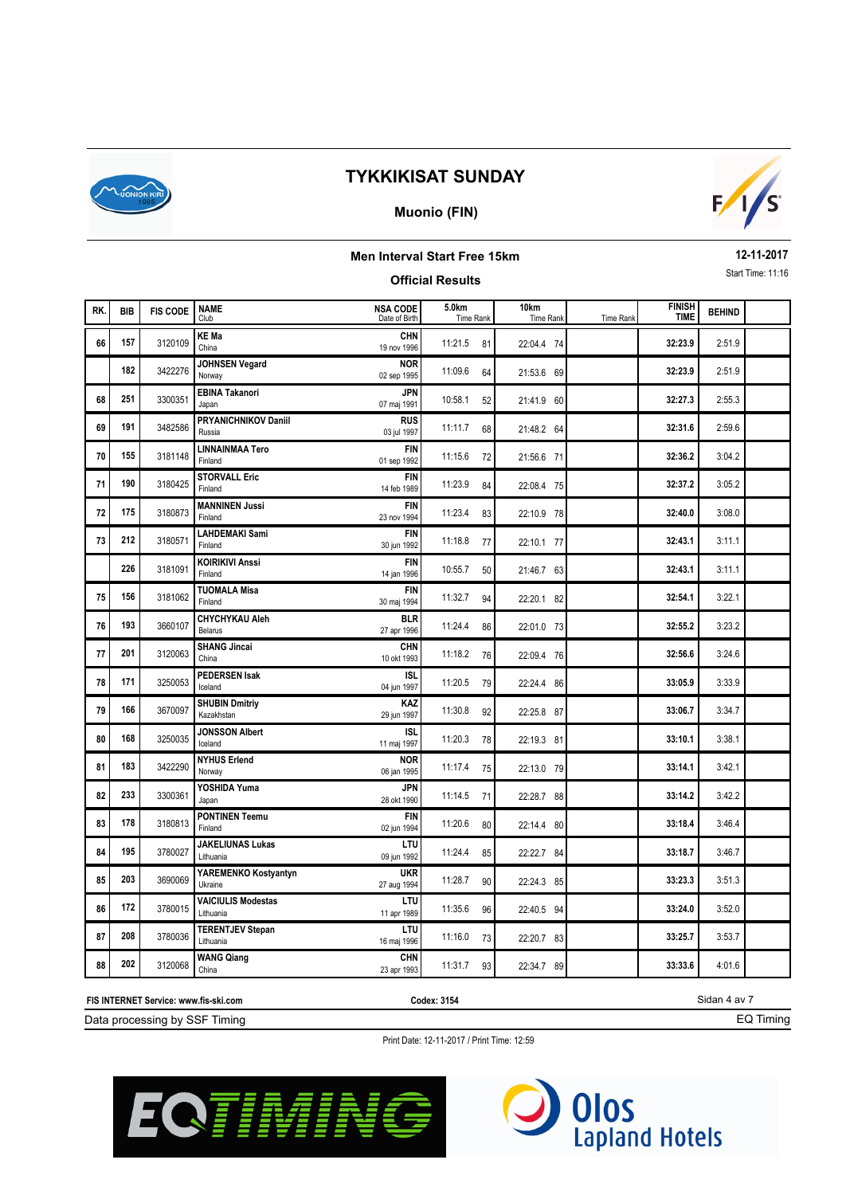# TYKKIKISAT SUNDAY

## Muonio (FIN)

### Men Interval Start Free 15km

### Official Results

12-11-2017

Start Time: 11:16

| RK. | BIB | FIS CODE | NAME<br>Club | NSA CODE<br>Date of Birth | 5.0km<br>Time Rank | 10km<br>Time Rank | Time Rank | FINISH TIME | BEHIND |
|---|---|---|---|---|---|---|---|---|---|
| 66 | 157 | 3120109 | KE Ma<br>China | CHN<br>19 nov 1996 | 11:21.5 81 | 22:04.4 74 | | 32:23.9 | 2:51.9 |
| | 182 | 3422276 | JOHNSEN Vegard<br>Norway | NOR<br>02 sep 1995 | 11:09.6 64 | 21:53.6 69 | | 32:23.9 | 2:51.9 |
| 68 | 251 | 3300351 | EBINA Takanori<br>Japan | JPN<br>07 maj 1991 | 10:58.1 52 | 21:41.9 60 | | 32:27.3 | 2:55.3 |
| 69 | 191 | 3482586 | PRYANICHNIKOV Daniil<br>Russia | RUS<br>03 jul 1997 | 11:11.7 68 | 21:48.2 64 | | 32:31.6 | 2:59.6 |
| 70 | 155 | 3181148 | LINNAINMAA Tero<br>Finland | FIN<br>01 sep 1992 | 11:15.6 72 | 21:56.6 71 | | 32:36.2 | 3:04.2 |
| 71 | 190 | 3180425 | STORVALL Eric<br>Finland | FIN<br>14 feb 1989 | 11:23.9 84 | 22:08.4 75 | | 32:37.2 | 3:05.2 |
| 72 | 175 | 3180873 | MANNINEN Jussi<br>Finland | FIN<br>23 nov 1994 | 11:23.4 83 | 22:10.9 78 | | 32:40.0 | 3:08.0 |
| 73 | 212 | 3180571 | LAHDEMAKI Sami<br>Finland | FIN<br>30 jun 1992 | 11:18.8 77 | 22:10.1 77 | | 32:43.1 | 3:11.1 |
| | 226 | 3181091 | KOIRIKIVI Anssi<br>Finland | FIN<br>14 jan 1996 | 10:55.7 50 | 21:46.7 63 | | 32:43.1 | 3:11.1 |
| 75 | 156 | 3181062 | TUOMALA Misa<br>Finland | FIN<br>30 maj 1994 | 11:32.7 94 | 22:20.1 82 | | 32:54.1 | 3:22.1 |
| 76 | 193 | 3660107 | CHYCHYKAU Aleh<br>Belarus | BLR<br>27 apr 1996 | 11:24.4 86 | 22:01.0 73 | | 32:55.2 | 3:23.2 |
| 77 | 201 | 3120063 | SHANG Jincai<br>China | CHN<br>10 okt 1993 | 11:18.2 76 | 22:09.4 76 | | 32:56.6 | 3:24.6 |
| 78 | 171 | 3250053 | PEDERSEN Isak<br>Iceland | ISL<br>04 jun 1997 | 11:20.5 79 | 22:24.4 86 | | 33:05.9 | 3:33.9 |
| 79 | 166 | 3670097 | SHUBIN Dmitriy<br>Kazakhstan | KAZ<br>29 jun 1997 | 11:30.8 92 | 22:25.8 87 | | 33:06.7 | 3:34.7 |
| 80 | 168 | 3250035 | JONSSON Albert<br>Iceland | ISL<br>11 maj 1997 | 11:20.3 78 | 22:19.3 81 | | 33:10.1 | 3:38.1 |
| 81 | 183 | 3422290 | NYHUS Erlend<br>Norway | NOR<br>06 jan 1995 | 11:17.4 75 | 22:13.0 79 | | 33:14.1 | 3:42.1 |
| 82 | 233 | 3300361 | YOSHIDA Yuma<br>Japan | JPN<br>28 okt 1990 | 11:14.5 71 | 22:28.7 88 | | 33:14.2 | 3:42.2 |
| 83 | 178 | 3180813 | PONTINEN Teemu<br>Finland | FIN<br>02 jun 1994 | 11:20.6 80 | 22:14.4 80 | | 33:18.4 | 3:46.4 |
| 84 | 195 | 3780027 | JAKELIUNAS Lukas<br>Lithuania | LTU<br>09 jun 1992 | 11:24.4 85 | 22:22.7 84 | | 33:18.7 | 3:46.7 |
| 85 | 203 | 3690069 | YAREMENKO Kostyantyn<br>Ukraine | UKR<br>27 aug 1994 | 11:28.7 90 | 22:24.3 85 | | 33:23.3 | 3:51.3 |
| 86 | 172 | 3780015 | VAICIULIS Modestas<br>Lithuania | LTU<br>11 apr 1989 | 11:35.6 96 | 22:40.5 94 | | 33:24.0 | 3:52.0 |
| 87 | 208 | 3780036 | TERENTJEV Stepan<br>Lithuania | LTU<br>16 maj 1996 | 11:16.0 73 | 22:20.7 83 | | 33:25.7 | 3:53.7 |
| 88 | 202 | 3120068 | WANG Qiang<br>China | CHN<br>23 apr 1993 | 11:31.7 93 | 22:34.7 89 | | 33:33.6 | 4:01.6 |

FIS INTERNET Service: www.fis-ski.com    Codex: 3154

Data processing by SSF Timing    EQ Timing

Print Date: 12-11-2017 / Print Time: 12:59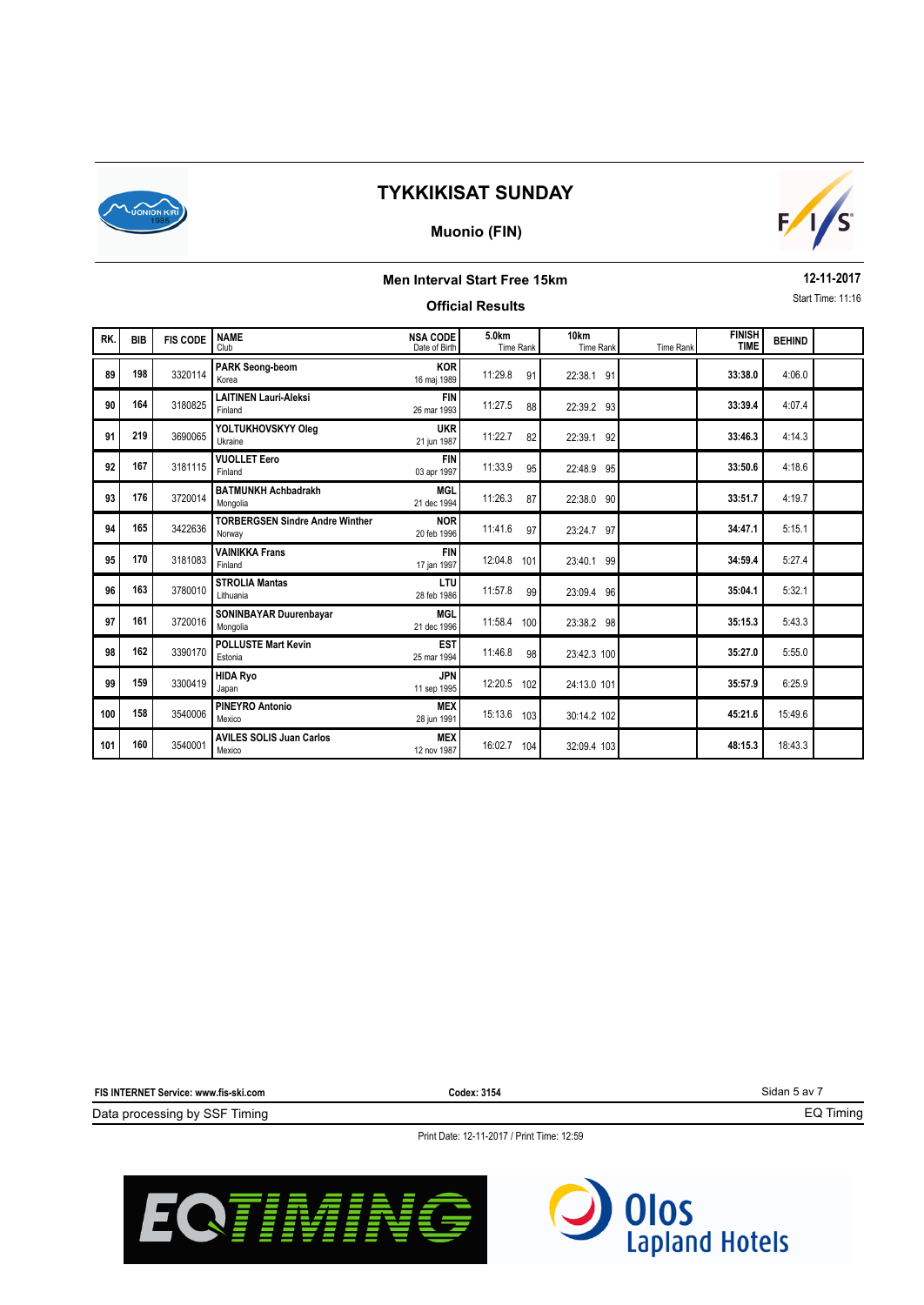# TYKKIKISAT SUNDAY

## Muonio (FIN)

### Men Interval Start Free 15km

**Official Results**

**12-11-2017**

Start Time: 11:16

| RK. | BIB | FIS CODE | NAME / Club | NSA CODE / Date of Birth | 5.0km Time | 5.0km Rank | 10km Time | 10km Rank | Time | Rank | FINISH TIME | BEHIND | |
|---|---|---|---|---|---|---|---|---|---|---|---|---|---|
| 89 | 198 | 3320114 | **PARK Seong-beom** Korea | **KOR** 16 maj 1989 | 11:29.8 | 91 | 22:38.1 | 91 | | | **33:38.0** | 4:06.0 | |
| 90 | 164 | 3180825 | **LAITINEN Lauri-Aleksi** Finland | **FIN** 26 mar 1993 | 11:27.5 | 88 | 22:39.2 | 93 | | | **33:39.4** | 4:07.4 | |
| 91 | 219 | 3690065 | **YOLTUKHOVSKYY Oleg** Ukraine | **UKR** 21 jun 1987 | 11:22.7 | 82 | 22:39.1 | 92 | | | **33:46.3** | 4:14.3 | |
| 92 | 167 | 3181115 | **VUOLLET Eero** Finland | **FIN** 03 apr 1997 | 11:33.9 | 95 | 22:48.9 | 95 | | | **33:50.6** | 4:18.6 | |
| 93 | 176 | 3720014 | **BATMUNKH Achbadrakh** Mongolia | **MGL** 21 dec 1994 | 11:26.3 | 87 | 22:38.0 | 90 | | | **33:51.7** | 4:19.7 | |
| 94 | 165 | 3422636 | **TORBERGSEN Sindre Andre Winther** Norway | **NOR** 20 feb 1996 | 11:41.6 | 97 | 23:24.7 | 97 | | | **34:47.1** | 5:15.1 | |
| 95 | 170 | 3181083 | **VAINIKKA Frans** Finland | **FIN** 17 jan 1997 | 12:04.8 | 101 | 23:40.1 | 99 | | | **34:59.4** | 5:27.4 | |
| 96 | 163 | 3780010 | **STROLIA Mantas** Lithuania | **LTU** 28 feb 1986 | 11:57.8 | 99 | 23:09.4 | 96 | | | **35:04.1** | 5:32.1 | |
| 97 | 161 | 3720016 | **SONINBAYAR Duurenbayar** Mongolia | **MGL** 21 dec 1996 | 11:58.4 | 100 | 23:38.2 | 98 | | | **35:15.3** | 5:43.3 | |
| 98 | 162 | 3390170 | **POLLUSTE Mart Kevin** Estonia | **EST** 25 mar 1994 | 11:46.8 | 98 | 23:42.3 | 100 | | | **35:27.0** | 5:55.0 | |
| 99 | 159 | 3300419 | **HIDA Ryo** Japan | **JPN** 11 sep 1995 | 12:20.5 | 102 | 24:13.0 | 101 | | | **35:57.9** | 6:25.9 | |
| 100 | 158 | 3540006 | **PINEYRO Antonio** Mexico | **MEX** 28 jun 1991 | 15:13.6 | 103 | 30:14.2 | 102 | | | **45:21.6** | 15:49.6 | |
| 101 | 160 | 3540001 | **AVILES SOLIS Juan Carlos** Mexico | **MEX** 12 nov 1987 | 16:02.7 | 104 | 32:09.4 | 103 | | | **48:15.3** | 18:43.3 | |

**FIS INTERNET Service: www.fis-ski.com** **Codex: 3154**

Data processing by SSF Timing — EQ Timing

Print Date: 12-11-2017 / Print Time: 12:59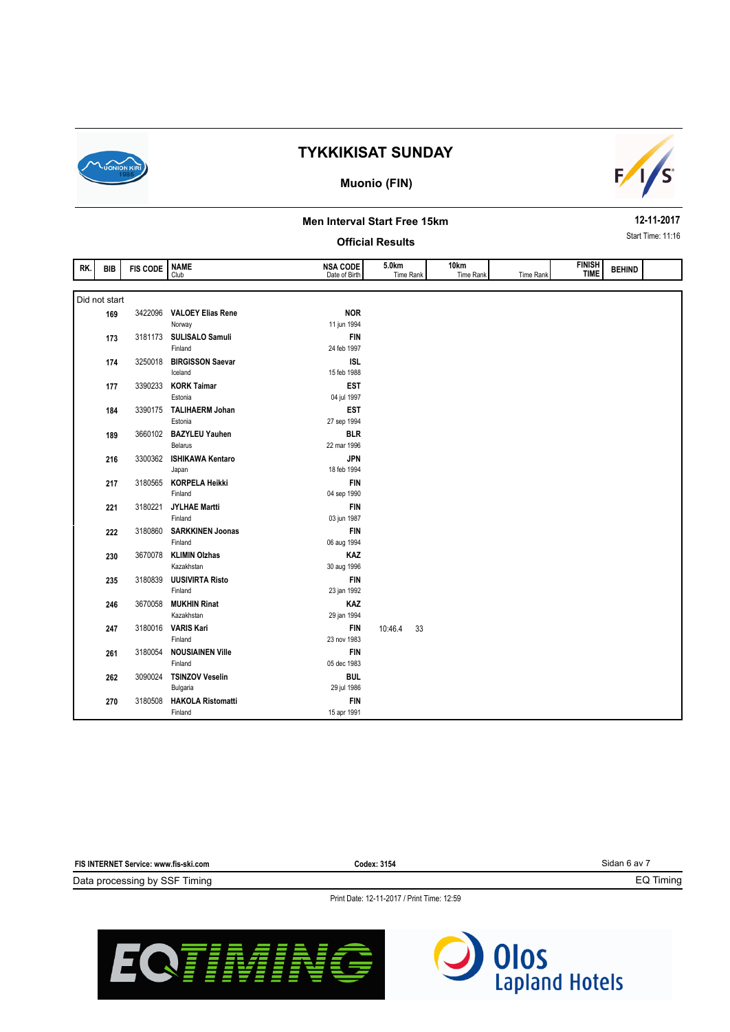# TYKKIKISAT SUNDAY

## Muonio (FIN)

### Men Interval Start Free 15km

### Official Results

12-11-2017

Start Time: 11:16

| RK. | BIB | FIS CODE | NAME / Club | NSA CODE / Date of Birth | 5.0km Time Rank | 10km Time Rank | Time Rank | FINISH TIME | BEHIND |
|---|---|---|---|---|---|---|---|---|---|
| Did not start | | | | | | | | | |
| | 169 | 3422096 | **VALOEY Elias Rene** Norway | **NOR** 11 jun 1994 | | | | | |
| | 173 | 3181173 | **SULISALO Samuli** Finland | **FIN** 24 feb 1997 | | | | | |
| | 174 | 3250018 | **BIRGISSON Saevar** Iceland | **ISL** 15 feb 1988 | | | | | |
| | 177 | 3390233 | **KORK Taimar** Estonia | **EST** 04 jul 1997 | | | | | |
| | 184 | 3390175 | **TALIHAERM Johan** Estonia | **EST** 27 sep 1994 | | | | | |
| | 189 | 3660102 | **BAZYLEU Yauhen** Belarus | **BLR** 22 mar 1996 | | | | | |
| | 216 | 3300362 | **ISHIKAWA Kentaro** Japan | **JPN** 18 feb 1994 | | | | | |
| | 217 | 3180565 | **KORPELA Heikki** Finland | **FIN** 04 sep 1990 | | | | | |
| | 221 | 3180221 | **JYLHAE Martti** Finland | **FIN** 03 jun 1987 | | | | | |
| | 222 | 3180860 | **SARKKINEN Joonas** Finland | **FIN** 06 aug 1994 | | | | | |
| | 230 | 3670078 | **KLIMIN Olzhas** Kazakhstan | **KAZ** 30 aug 1996 | | | | | |
| | 235 | 3180839 | **UUSIVIRTA Risto** Finland | **FIN** 23 jan 1992 | | | | | |
| | 246 | 3670058 | **MUKHIN Rinat** Kazakhstan | **KAZ** 29 jan 1994 | | | | | |
| | 247 | 3180016 | **VARIS Kari** Finland | **FIN** 23 nov 1983 | 10:46.4 33 | | | | |
| | 261 | 3180054 | **NOUSIAINEN Ville** Finland | **FIN** 05 dec 1983 | | | | | |
| | 262 | 3090024 | **TSINZOV Veselin** Bulgaria | **BUL** 29 jul 1986 | | | | | |
| | 270 | 3180508 | **HAKOLA Ristomatti** Finland | **FIN** 15 apr 1991 | | | | | |

FIS INTERNET Service: www.fis-ski.com

Codex: 3154

Data processing by SSF Timing

EQ Timing

Print Date: 12-11-2017 / Print Time: 12:59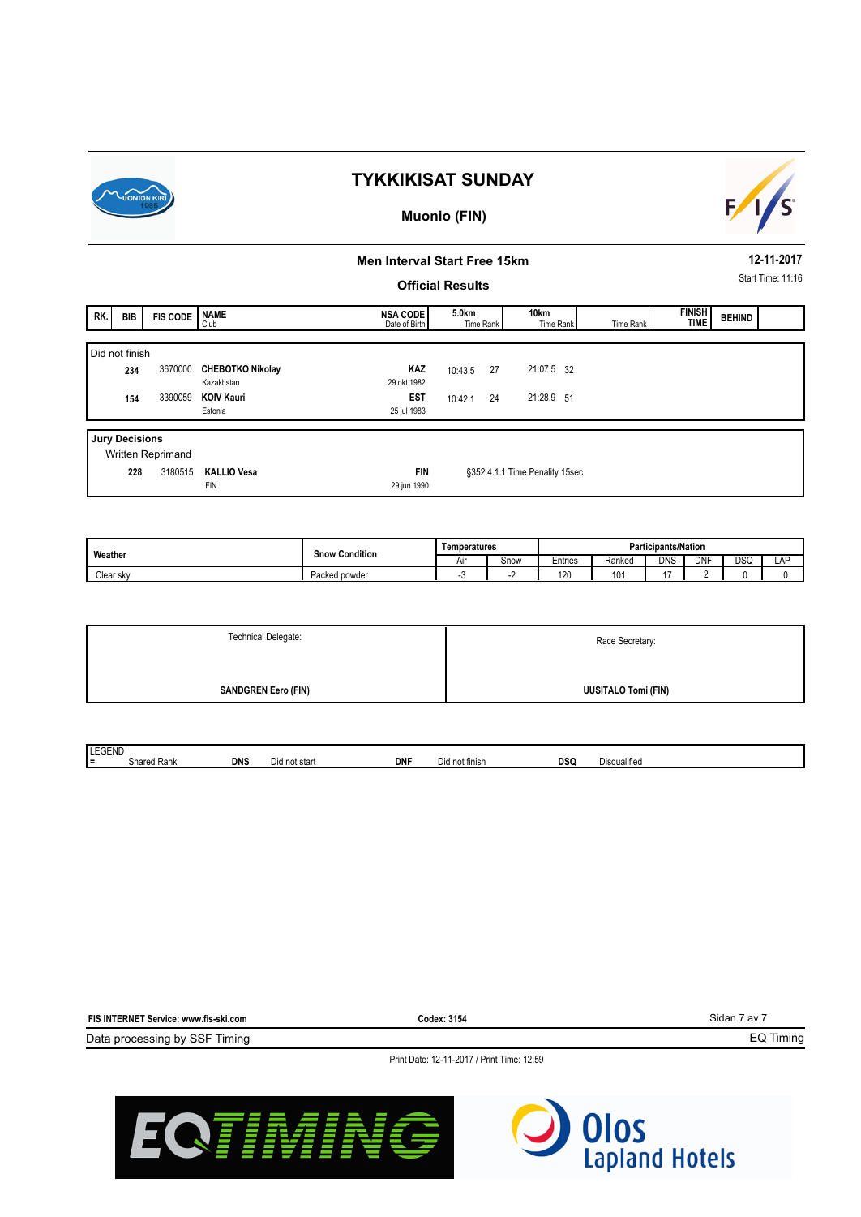# TYKKIKISAT SUNDAY

## Muonio (FIN)

### Men Interval Start Free 15km

### Official Results

12-11-2017

Start Time: 11:16

| RK. | BIB | FIS CODE | NAME Club | NSA CODE Date of Birth | 5.0km Time Rank | 10km Time Rank | Time Rank | FINISH TIME | BEHIND |
|---|---|---|---|---|---|---|---|---|---|
| **Did not finish** | | | | | | | | | |
| | 234 | 3670000 | **CHEBOTKO Nikolay** Kazakhstan | **KAZ** 29 okt 1982 | 10:43.5 27 | 21:07.5 32 | | | |
| | 154 | 3390059 | **KOIV Kauri** Estonia | **EST** 25 jul 1983 | 10:42.1 24 | 21:28.9 51 | | | |

**Jury Decisions**

Written Reprimand

| BIB | FIS CODE | NAME Club | NSA CODE Date of Birth | Decision |
|---|---|---|---|---|
| 228 | 3180515 | **KALLIO Vesa** FIN | **FIN** 29 jun 1990 | §352.4.1.1 Time Penalty 15sec |

| Weather | Snow Condition | Temperatures | | Participants/Nation | | | | | |
|---|---|---|---|---|---|---|---|---|---|
| | | Air | Snow | Entries | Ranked | DNS | DNF | DSQ | LAP |
| Clear sky | Packed powder | -3 | -2 | 120 | 101 | 17 | 2 | 0 | 0 |

| Technical Delegate: | Race Secretary: |
|---|---|
| **SANDGREN Eero (FIN)** | **UUSITALO Tomi (FIN)** |

LEGEND

| | | | | | | | |
|---|---|---|---|---|---|---|---|
| = | Shared Rank | DNS | Did not start | DNF | Did not finish | DSQ | Disqualified |

FIS INTERNET Service: www.fis-ski.com

Codex: 3154

Data processing by SSF Timing

EQ Timing

Print Date: 12-11-2017 / Print Time: 12:59